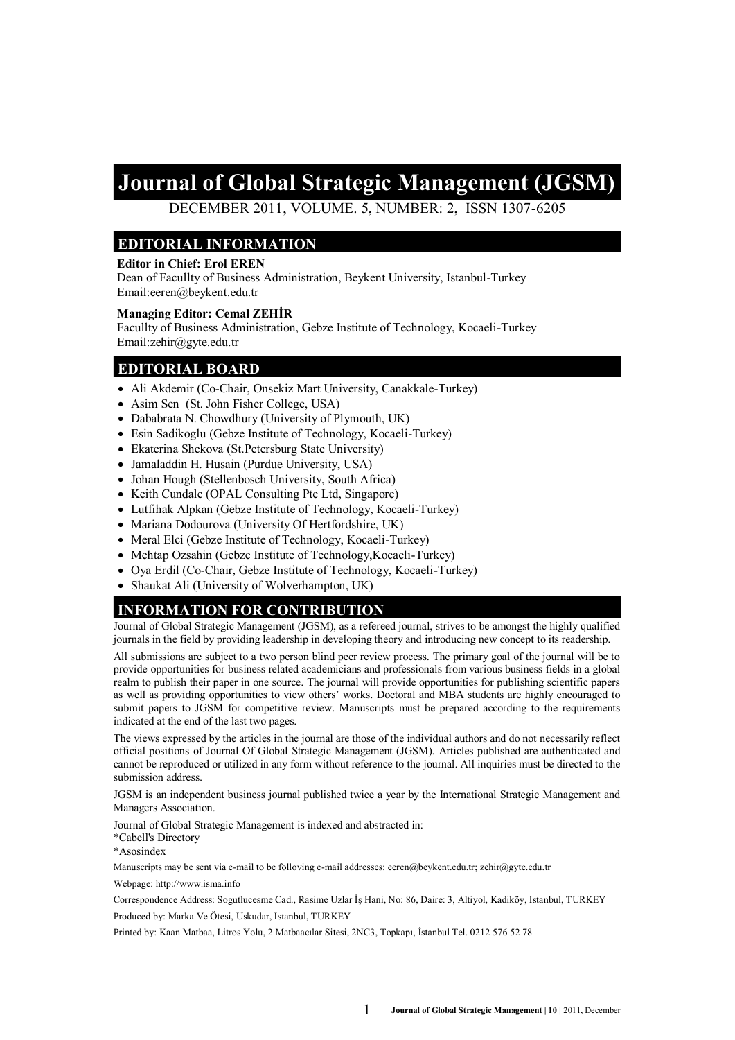# Journal of Global Strategic Management (JGSM)

DECEMBER 2011, VOLUME. 5, NUMBER: 2, ISSN 1307-6205

## EDITORIAL INFORMATION

**Editor in Chief: Erol EREN**
Dean of Facullty of Business Administration, Beykent University, Istanbul-Turkey
Email:eeren@beykent.edu.tr

**Managing Editor: Cemal ZEHİR**
Facullty of Business Administration, Gebze Institute of Technology, Kocaeli-Turkey
Email:zehir@gyte.edu.tr

## EDITORIAL BOARD

- Ali Akdemir (Co-Chair, Onsekiz Mart University, Canakkale-Turkey)
- Asim Sen (St. John Fisher College, USA)
- Dababrata N. Chowdhury (University of Plymouth, UK)
- Esin Sadikoglu (Gebze Institute of Technology, Kocaeli-Turkey)
- Ekaterina Shekova (St.Petersburg State University)
- Jamaladdin H. Husain (Purdue University, USA)
- Johan Hough (Stellenbosch University, South Africa)
- Keith Cundale (OPAL Consulting Pte Ltd, Singapore)
- Lutfihak Alpkan (Gebze Institute of Technology, Kocaeli-Turkey)
- Mariana Dodourova (University Of Hertfordshire, UK)
- Meral Elci (Gebze Institute of Technology, Kocaeli-Turkey)
- Mehtap Ozsahin (Gebze Institute of Technology,Kocaeli-Turkey)
- Oya Erdil (Co-Chair, Gebze Institute of Technology, Kocaeli-Turkey)
- Shaukat Ali (University of Wolverhampton, UK)

## INFORMATION FOR CONTRIBUTION

Journal of Global Strategic Management (JGSM), as a refereed journal, strives to be amongst the highly qualified journals in the field by providing leadership in developing theory and introducing new concept to its readership.

All submissions are subject to a two person blind peer review process. The primary goal of the journal will be to provide opportunities for business related academicians and professionals from various business fields in a global realm to publish their paper in one source. The journal will provide opportunities for publishing scientific papers as well as providing opportunities to view others' works. Doctoral and MBA students are highly encouraged to submit papers to JGSM for competitive review. Manuscripts must be prepared according to the requirements indicated at the end of the last two pages.

The views expressed by the articles in the journal are those of the individual authors and do not necessarily reflect official positions of Journal Of Global Strategic Management (JGSM). Articles published are authenticated and cannot be reproduced or utilized in any form without reference to the journal. All inquiries must be directed to the submission address.

JGSM is an independent business journal published twice a year by the International Strategic Management and Managers Association.

Journal of Global Strategic Management is indexed and abstracted in:
*Cabell's Directory
*Asosindex

Manuscripts may be sent via e-mail to be following e-mail addresses: eeren@beykent.edu.tr; zehir@gyte.edu.tr

Webpage: http://www.isma.info

Correspondence Address: Sogutlucesme Cad., Rasime Uzlar İş Hani, No: 86, Daire: 3, Altiyol, Kadiköy, Istanbul, TURKEY

Produced by: Marka Ve Ötesi, Uskudar, Istanbul, TURKEY

Printed by: Kaan Matbaa, Litros Yolu, 2.Matbaacılar Sitesi, 2NC3, Topkapı, İstanbul Tel. 0212 576 52 78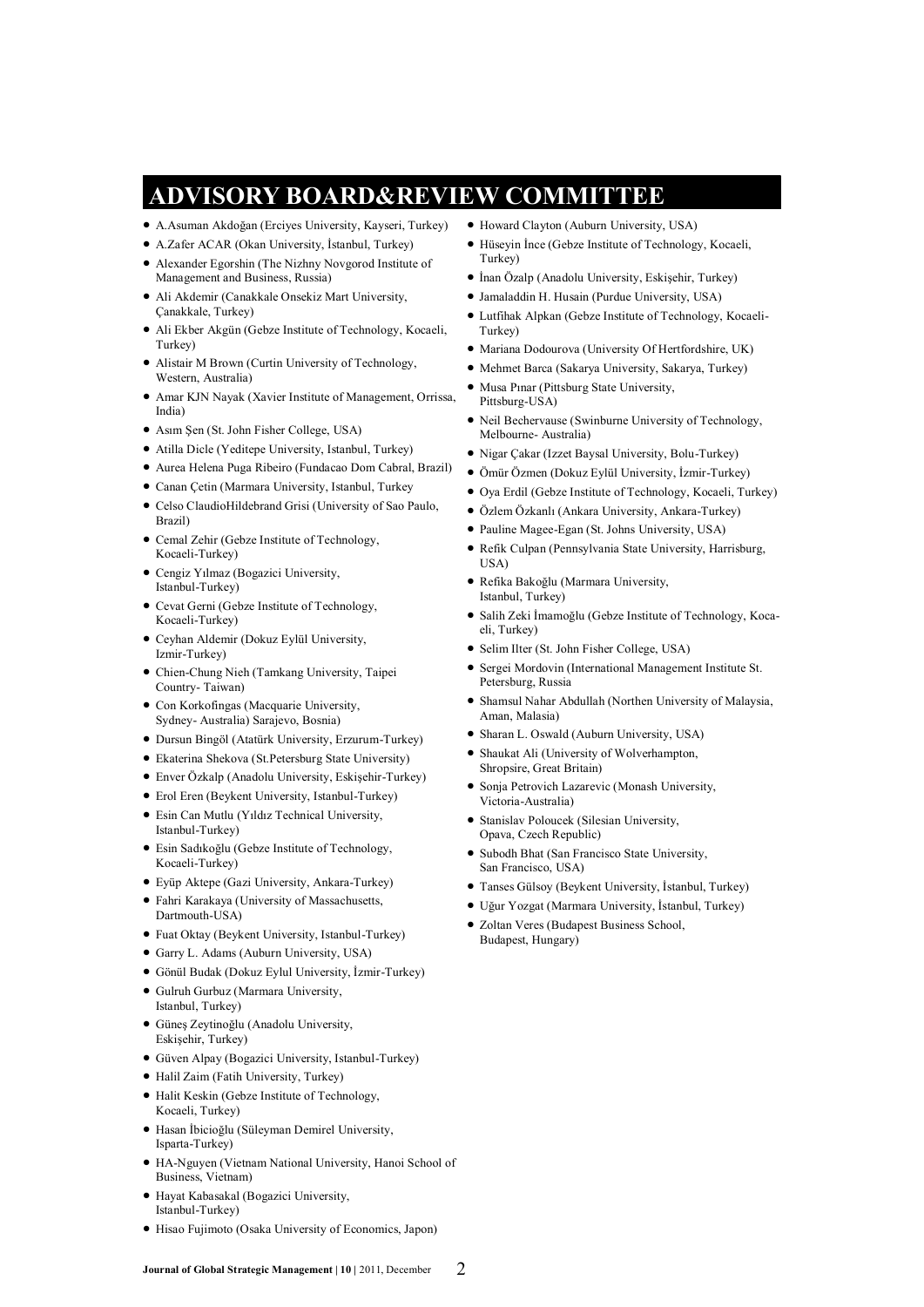# ADVISORY BOARD&REVIEW COMMITTEE

- A.Asuman Akdoğan (Erciyes University, Kayseri, Turkey)
- A.Zafer ACAR (Okan University, İstanbul, Turkey)
- Alexander Egorshin (The Nizhny Novgorod Institute of Management and Business, Russia)
- Ali Akdemir (Canakkale Onsekiz Mart University, Çanakkale, Turkey)
- Ali Ekber Akgün (Gebze Institute of Technology, Kocaeli, Turkey)
- Alistair M Brown (Curtin University of Technology, Western, Australia)
- Amar KJN Nayak (Xavier Institute of Management, Orrissa, India)
- Asım Şen (St. John Fisher College, USA)
- Atilla Dicle (Yeditepe University, Istanbul, Turkey)
- Aurea Helena Puga Ribeiro (Fundacao Dom Cabral, Brazil)
- Canan Çetin (Marmara University, Istanbul, Turkey
- Celso ClaudioHildebrand Grisi (University of Sao Paulo, Brazil)
- Cemal Zehir (Gebze Institute of Technology, Kocaeli-Turkey)
- Cengiz Yılmaz (Bogazici University, Istanbul-Turkey)
- Cevat Gerni (Gebze Institute of Technology, Kocaeli-Turkey)
- Ceyhan Aldemir (Dokuz Eylül University, Izmir-Turkey)
- Chien-Chung Nieh (Tamkang University, Taipei Country- Taiwan)
- Con Korkofingas (Macquarie University, Sydney- Australia) Sarajevo, Bosnia)
- Dursun Bingöl (Atatürk University, Erzurum-Turkey)
- Ekaterina Shekova (St.Petersburg State University)
- Enver Özkalp (Anadolu University, Eskişehir-Turkey)
- Erol Eren (Beykent University, Istanbul-Turkey)
- Esin Can Mutlu (Yıldız Technical University, Istanbul-Turkey)
- Esin Sadıkoğlu (Gebze Institute of Technology, Kocaeli-Turkey)
- Eyüp Aktepe (Gazi University, Ankara-Turkey)
- Fahri Karakaya (University of Massachusetts, Dartmouth-USA)
- Fuat Oktay (Beykent University, Istanbul-Turkey)
- Garry L. Adams (Auburn University, USA)
- Gönül Budak (Dokuz Eylul University, İzmir-Turkey)
- Gulruh Gurbuz (Marmara University, Istanbul, Turkey)
- Güneş Zeytinoğlu (Anadolu University, Eskişehir, Turkey)
- Güven Alpay (Bogazici University, Istanbul-Turkey)
- Halil Zaim (Fatih University, Turkey)
- Halit Keskin (Gebze Institute of Technology, Kocaeli, Turkey)
- Hasan İbicioğlu (Süleyman Demirel University, Isparta-Turkey)
- HA-Nguyen (Vietnam National University, Hanoi School of Business, Vietnam)
- Hayat Kabasakal (Bogazici University, Istanbul-Turkey)
- Hisao Fujimoto (Osaka University of Economics, Japon)
- Howard Clayton (Auburn University, USA)
- Hüseyin İnce (Gebze Institute of Technology, Kocaeli, Turkey)
- İnan Özalp (Anadolu University, Eskişehir, Turkey)
- Jamaladdin H. Husain (Purdue University, USA)
- Lutfihak Alpkan (Gebze Institute of Technology, Kocaeli-Turkey)
- Mariana Dodourova (University Of Hertfordshire, UK)
- Mehmet Barca (Sakarya University, Sakarya, Turkey)
- Musa Pınar (Pittsburg State University, Pittsburg-USA)
- Neil Bechervause (Swinburne University of Technology, Melbourne- Australia)
- Nigar Çakar (Izzet Baysal University, Bolu-Turkey)
- Ömür Özmen (Dokuz Eylül University, İzmir-Turkey)
- Oya Erdil (Gebze Institute of Technology, Kocaeli, Turkey)
- Özlem Özkanlı (Ankara University, Ankara-Turkey)
- Pauline Magee-Egan (St. Johns University, USA)
- Refik Culpan (Pennsylvania State University, Harrisburg, USA)
- Refika Bakoğlu (Marmara University, Istanbul, Turkey)
- Salih Zeki İmamoğlu (Gebze Institute of Technology, Kocaeli, Turkey)
- Selim Ilter (St. John Fisher College, USA)
- Sergei Mordovin (International Management Institute St. Petersburg, Russia
- Shamsul Nahar Abdullah (Northen University of Malaysia, Aman, Malasia)
- Sharan L. Oswald (Auburn University, USA)
- Shaukat Ali (University of Wolverhampton, Shropsire, Great Britain)
- Sonja Petrovich Lazarevic (Monash University, Victoria-Australia)
- Stanislav Poloucek (Silesian University, Opava, Czech Republic)
- Subodh Bhat (San Francisco State University, San Francisco, USA)
- Tanses Gülsoy (Beykent University, İstanbul, Turkey)
- Uğur Yozgat (Marmara University, İstanbul, Turkey)
- Zoltan Veres (Budapest Business School, Budapest, Hungary)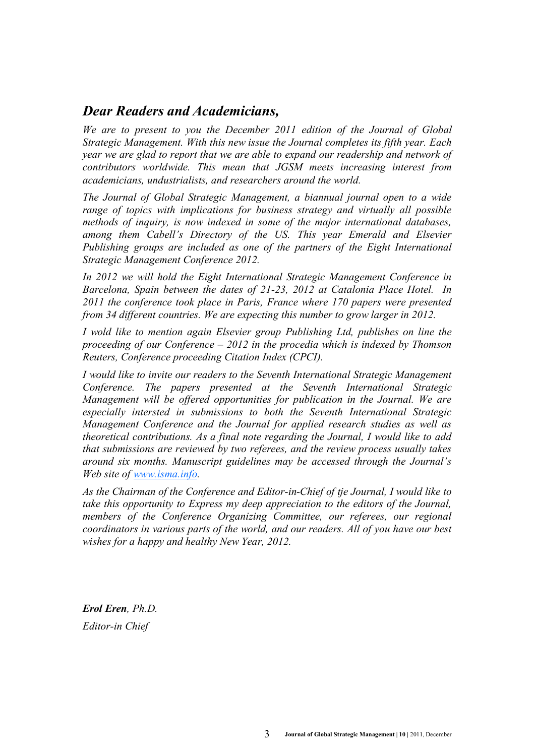## *Dear Readers and Academicians,*

*We are to present to you the December 2011 edition of the Journal of Global Strategic Management. With this new issue the Journal completes its fifth year. Each year we are glad to report that we are able to expand our readership and network of contributors worldwide. This mean that JGSM meets increasing interest from academicians, undustrialists, and researchers around the world.*

*The Journal of Global Strategic Management, a biannual journal open to a wide range of topics with implications for business strategy and virtually all possible methods of inquiry, is now indexed in some of the major international databases, among them Cabell's Directory of the US. This year Emerald and Elsevier Publishing groups are included as one of the partners of the Eight International Strategic Management Conference 2012.*

*In 2012 we will hold the Eight International Strategic Management Conference in Barcelona, Spain between the dates of 21-23, 2012 at Catalonia Place Hotel. In 2011 the conference took place in Paris, France where 170 papers were presented from 34 different countries. We are expecting this number to grow larger in 2012.*

*I wold like to mention again Elsevier group Publishing Ltd, publishes on line the proceeding of our Conference – 2012 in the procedia which is indexed by Thomson Reuters, Conference proceeding Citation Index (CPCI).*

*I would like to invite our readers to the Seventh International Strategic Management Conference. The papers presented at the Seventh International Strategic Management will be offered opportunities for publication in the Journal. We are especially intersted in submissions to both the Seventh International Strategic Management Conference and the Journal for applied research studies as well as theoretical contributions. As a final note regarding the Journal, I would like to add that submissions are reviewed by two referees, and the review process usually takes around six months. Manuscript guidelines may be accessed through the Journal's Web site of [www.isma.info](http://www.isma.info).*

*As the Chairman of the Conference and Editor-in-Chief of tje Journal, I would like to take this opportunity to Express my deep appreciation to the editors of the Journal, members of the Conference Organizing Committee, our referees, our regional coordinators in various parts of the world, and our readers. All of you have our best wishes for a happy and healthy New Year, 2012.*

***Erol Eren**, Ph.D.*

*Editor-in Chief*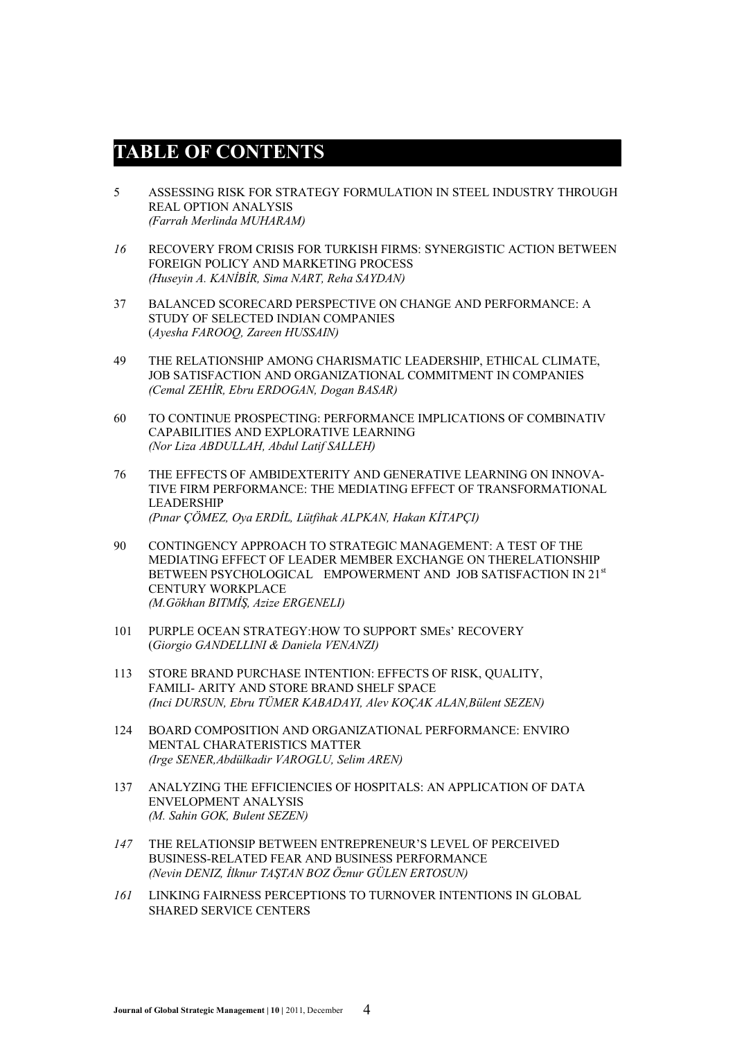# TABLE OF CONTENTS

5 ASSESSING RISK FOR STRATEGY FORMULATION IN STEEL INDUSTRY THROUGH REAL OPTION ANALYSIS
*(Farrah Merlinda MUHARAM)*

*16* RECOVERY FROM CRISIS FOR TURKISH FIRMS: SYNERGISTIC ACTION BETWEEN FOREIGN POLICY AND MARKETING PROCESS
*(Huseyin A. KANİBİR, Sima NART, Reha SAYDAN)*

37 BALANCED SCORECARD PERSPECTIVE ON CHANGE AND PERFORMANCE: A STUDY OF SELECTED INDIAN COMPANIES
(*Ayesha FAROOQ, Zareen HUSSAIN)*

49 THE RELATIONSHIP AMONG CHARISMATIC LEADERSHIP, ETHICAL CLIMATE, JOB SATISFACTION AND ORGANIZATIONAL COMMITMENT IN COMPANIES
*(Cemal ZEHİR, Ebru ERDOGAN, Dogan BASAR)*

60 TO CONTINUE PROSPECTING: PERFORMANCE IMPLICATIONS OF COMBINATIV CAPABILITIES AND EXPLORATIVE LEARNING
*(Nor Liza ABDULLAH, Abdul Latif SALLEH)*

76 THE EFFECTS OF AMBIDEXTERITY AND GENERATIVE LEARNING ON INNOVA-TIVE FIRM PERFORMANCE: THE MEDIATING EFFECT OF TRANSFORMATIONAL LEADERSHIP
*(Pınar ÇÖMEZ, Oya ERDİL, Lütfihak ALPKAN, Hakan KİTAPÇI)*

90 CONTINGENCY APPROACH TO STRATEGIC MANAGEMENT: A TEST OF THE MEDIATING EFFECT OF LEADER MEMBER EXCHANGE ON THERELATIONSHIP BETWEEN PSYCHOLOGICAL EMPOWERMENT AND JOB SATISFACTION IN 21st CENTURY WORKPLACE
*(M.Gökhan BITMİŞ, Azize ERGENELI)*

101 PURPLE OCEAN STRATEGY:HOW TO SUPPORT SMEs' RECOVERY
(*Giorgio GANDELLINI & Daniela VENANZI)*

113 STORE BRAND PURCHASE INTENTION: EFFECTS OF RISK, QUALITY, FAMILI- ARITY AND STORE BRAND SHELF SPACE
*(Inci DURSUN, Ebru TÜMER KABADAYI, Alev KOÇAK ALAN,Bülent SEZEN)*

124 BOARD COMPOSITION AND ORGANIZATIONAL PERFORMANCE: ENVIRO MENTAL CHARATERISTICS MATTER
*(Irge SENER,Abdülkadir VAROGLU, Selim AREN)*

137 ANALYZING THE EFFICIENCIES OF HOSPITALS: AN APPLICATION OF DATA ENVELOPMENT ANALYSIS
*(M. Sahin GOK, Bulent SEZEN)*

*147* THE RELATIONSIP BETWEEN ENTREPRENEUR'S LEVEL OF PERCEIVED BUSINESS-RELATED FEAR AND BUSINESS PERFORMANCE
*(Nevin DENIZ, İlknur TAŞTAN BOZ Öznur GÜLEN ERTOSUN)*

*161* LINKING FAIRNESS PERCEPTIONS TO TURNOVER INTENTIONS IN GLOBAL SHARED SERVICE CENTERS